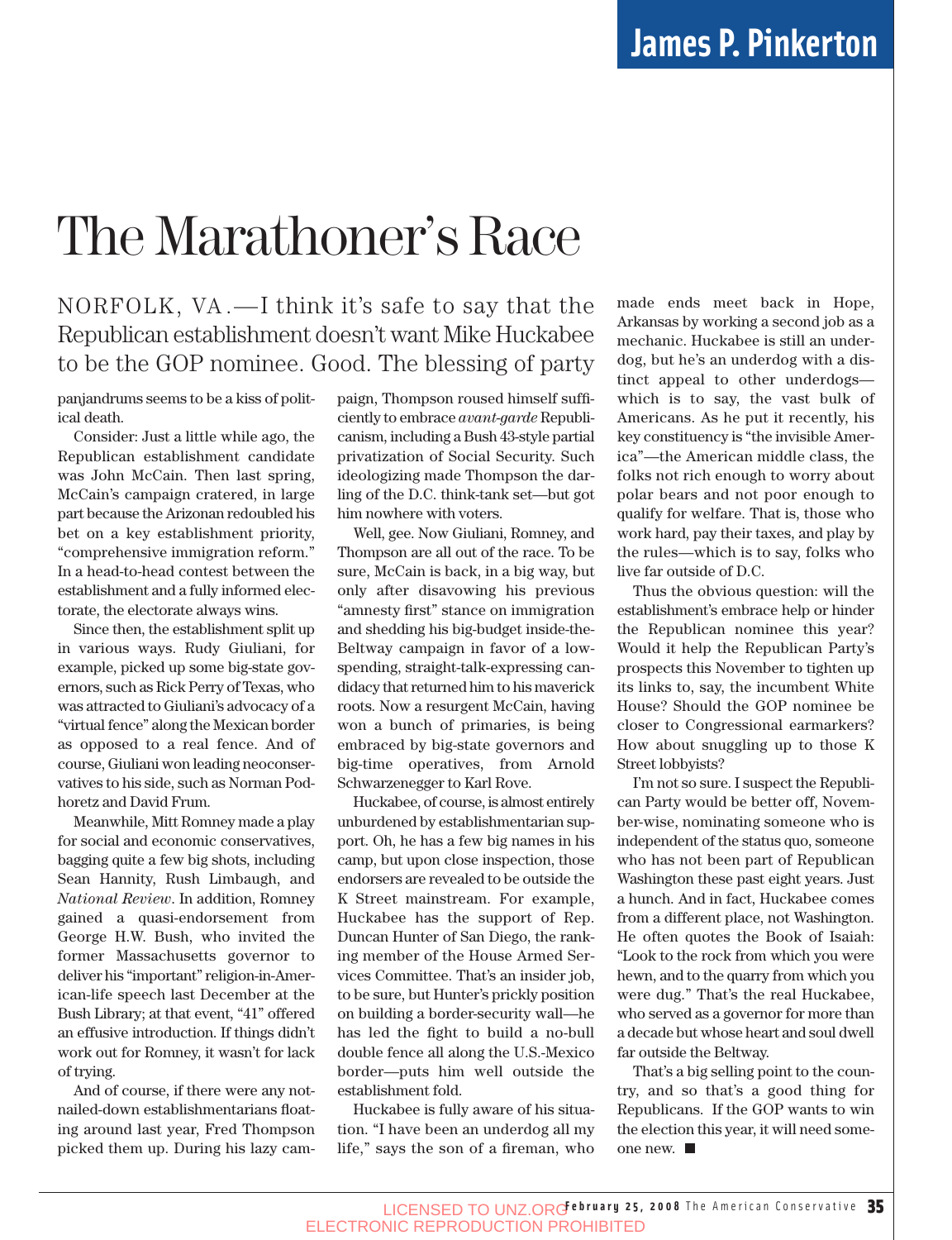**James P. Pinkerton**

# The Marathoner's Race

NORFOLK, VA.—I think it's safe to say that the Republican establishment doesn't want Mike Huckabee to be the GOP nominee. Good. The blessing of party panjandrums seems to be a kiss of political death.

Consider: Just a little while ago, the Republican establishment candidate was John McCain. Then last spring, McCain's campaign cratered, in large part because the Arizonan redoubled his bet on a key establishment priority, "comprehensive immigration reform." In a head-to-head contest between the establishment and a fully informed electorate, the electorate always wins.

Since then, the establishment split up in various ways. Rudy Giuliani, for example, picked up some big-state governors, such as Rick Perry of Texas, who was attracted to Giuliani's advocacy of a "virtual fence" along the Mexican border as opposed to a real fence. And of course, Giuliani won leading neoconservatives to his side, such as Norman Podhoretz and David Frum.

Meanwhile, Mitt Romney made a play for social and economic conservatives, bagging quite a few big shots, including Sean Hannity, Rush Limbaugh, and *National Review*. In addition, Romney gained a quasi-endorsement from George H.W. Bush, who invited the former Massachusetts governor to deliver his "important" religion-in-American-life speech last December at the Bush Library; at that event, "41" offered an effusive introduction. If things didn't work out for Romney, it wasn't for lack of trying.

And of course, if there were any not-nailed-down establishmentarians floating around last year, Fred Thompson picked them up. During his lazy campaign, Thompson roused himself sufficiently to embrace *avant-garde* Republicanism, including a Bush 43-style partial privatization of Social Security. Such ideologizing made Thompson the darling of the D.C. think-tank set—but got him nowhere with voters.

Well, gee. Now Giuliani, Romney, and Thompson are all out of the race. To be sure, McCain is back, in a big way, but only after disavowing his previous "amnesty first" stance on immigration and shedding his big-budget inside-the-Beltway campaign in favor of a low-spending, straight-talk-expressing candidacy that returned him to his maverick roots. Now a resurgent McCain, having won a bunch of primaries, is being embraced by big-state governors and big-time operatives, from Arnold Schwarzenegger to Karl Rove.

Huckabee, of course, is almost entirely unburdened by establishmentarian support. Oh, he has a few big names in his camp, but upon close inspection, those endorsers are revealed to be outside the K Street mainstream. For example, Huckabee has the support of Rep. Duncan Hunter of San Diego, the ranking member of the House Armed Services Committee. That's an insider job, to be sure, but Hunter's prickly position on building a border-security wall—he has led the fight to build a no-bull double fence all along the U.S.-Mexico border—puts him well outside the establishment fold.

Huckabee is fully aware of his situation. "I have been an underdog all my life," says the son of a fireman, who made ends meet back in Hope, Arkansas by working a second job as a mechanic. Huckabee is still an underdog, but he's an underdog with a distinct appeal to other underdogs—which is to say, the vast bulk of Americans. As he put it recently, his key constituency is "the invisible America"—the American middle class, the folks not rich enough to worry about polar bears and not poor enough to qualify for welfare. That is, those who work hard, pay their taxes, and play by the rules—which is to say, folks who live far outside of D.C.

Thus the obvious question: will the establishment's embrace help or hinder the Republican nominee this year? Would it help the Republican Party's prospects this November to tighten up its links to, say, the incumbent White House? Should the GOP nominee be closer to Congressional earmarkers? How about snuggling up to those K Street lobbyists?

I'm not so sure. I suspect the Republican Party would be better off, November-wise, nominating someone who is independent of the status quo, someone who has not been part of Republican Washington these past eight years. Just a hunch. And in fact, Huckabee comes from a different place, not Washington. He often quotes the Book of Isaiah: "Look to the rock from which you were hewn, and to the quarry from which you were dug." That's the real Huckabee, who served as a governor for more than a decade but whose heart and soul dwell far outside the Beltway.

That's a big selling point to the country, and so that's a good thing for Republicans. If the GOP wants to win the election this year, it will need someone new. ■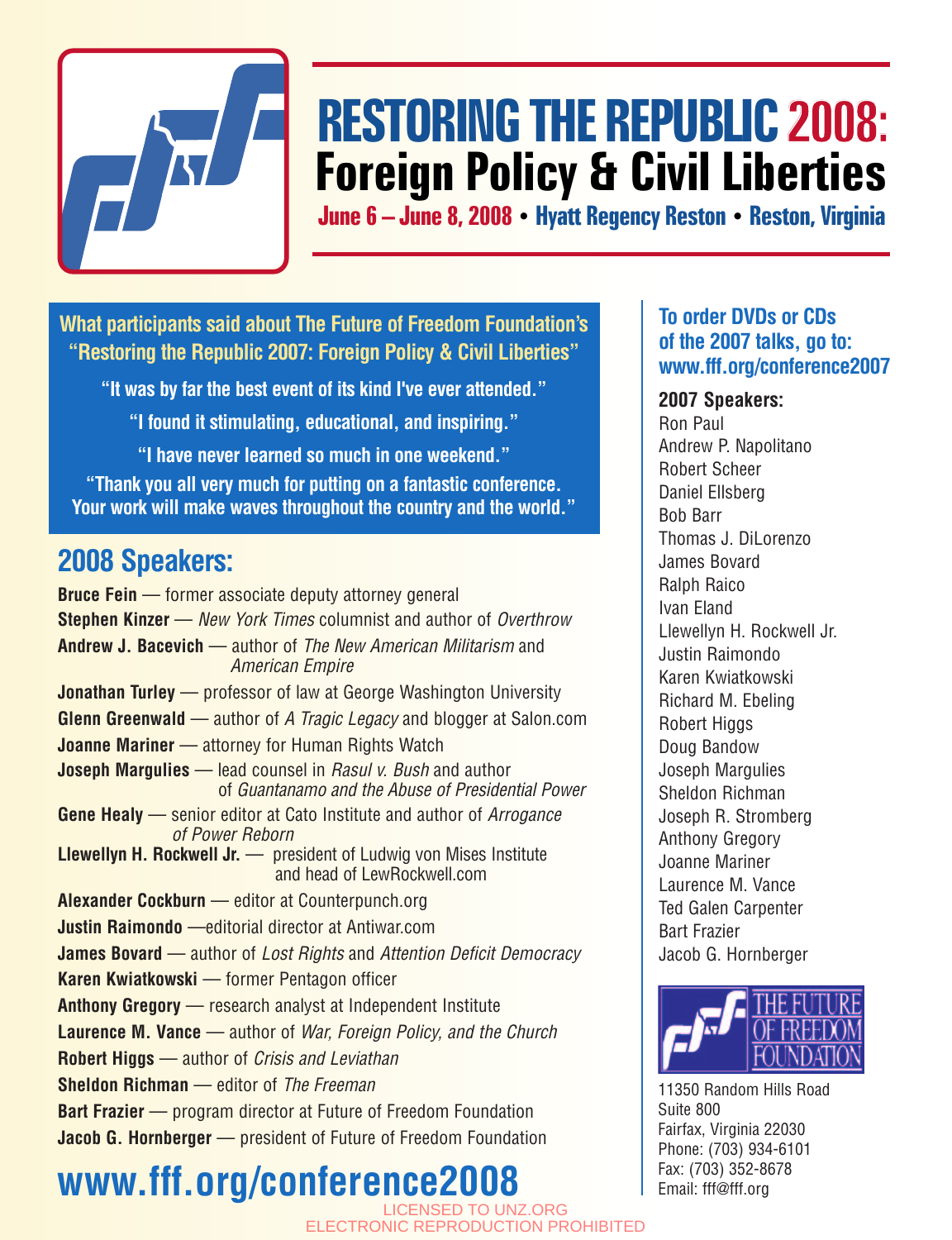# RESTORING THE REPUBLIC 2008:

## Foreign Policy & Civil Liberties

**June 6 – June 8, 2008 • Hyatt Regency Reston • Reston, Virginia**

**What participants said about The Future of Freedom Foundation's "Restoring the Republic 2007: Foreign Policy & Civil Liberties"**

**"It was by far the best event of its kind I've ever attended."**

**"I found it stimulating, educational, and inspiring."**

**"I have never learned so much in one weekend."**

**"Thank you all very much for putting on a fantastic conference. Your work will make waves throughout the country and the world."**

## 2008 Speakers:

**Bruce Fein** — former associate deputy attorney general
**Stephen Kinzer** — *New York Times* columnist and author of *Overthrow*
**Andrew J. Bacevich** — author of *The New American Militarism* and *American Empire*
**Jonathan Turley** — professor of law at George Washington University
**Glenn Greenwald** — author of *A Tragic Legacy* and blogger at Salon.com
**Joanne Mariner** — attorney for Human Rights Watch
**Joseph Margulies** — lead counsel in *Rasul v. Bush* and author of *Guantanamo and the Abuse of Presidential Power*
**Gene Healy** — senior editor at Cato Institute and author of *Arrogance of Power Reborn*
**Llewellyn H. Rockwell Jr.** — president of Ludwig von Mises Institute and head of LewRockwell.com
**Alexander Cockburn** — editor at Counterpunch.org
**Justin Raimondo** —editorial director at Antiwar.com
**James Bovard** — author of *Lost Rights* and *Attention Deficit Democracy*
**Karen Kwiatkowski** — former Pentagon officer
**Anthony Gregory** — research analyst at Independent Institute
**Laurence M. Vance** — author of *War, Foreign Policy, and the Church*
**Robert Higgs** — author of *Crisis and Leviathan*
**Sheldon Richman** — editor of *The Freeman*
**Bart Frazier** — program director at Future of Freedom Foundation
**Jacob G. Hornberger** — president of Future of Freedom Foundation

## www.fff.org/conference2008

**To order DVDs or CDs of the 2007 talks, go to: www.fff.org/conference2007**

**2007 Speakers:**
Ron Paul
Andrew P. Napolitano
Robert Scheer
Daniel Ellsberg
Bob Barr
Thomas J. DiLorenzo
James Bovard
Ralph Raico
Ivan Eland
Llewellyn H. Rockwell Jr.
Justin Raimondo
Karen Kwiatkowski
Richard M. Ebeling
Robert Higgs
Doug Bandow
Joseph Margulies
Sheldon Richman
Joseph R. Stromberg
Anthony Gregory
Joanne Mariner
Laurence M. Vance
Ted Galen Carpenter
Bart Frazier
Jacob G. Hornberger

THE FUTURE OF FREEDOM FOUNDATION

11350 Random Hills Road
Suite 800
Fairfax, Virginia 22030
Phone: (703) 934-6101
Fax: (703) 352-8678
Email: fff@fff.org